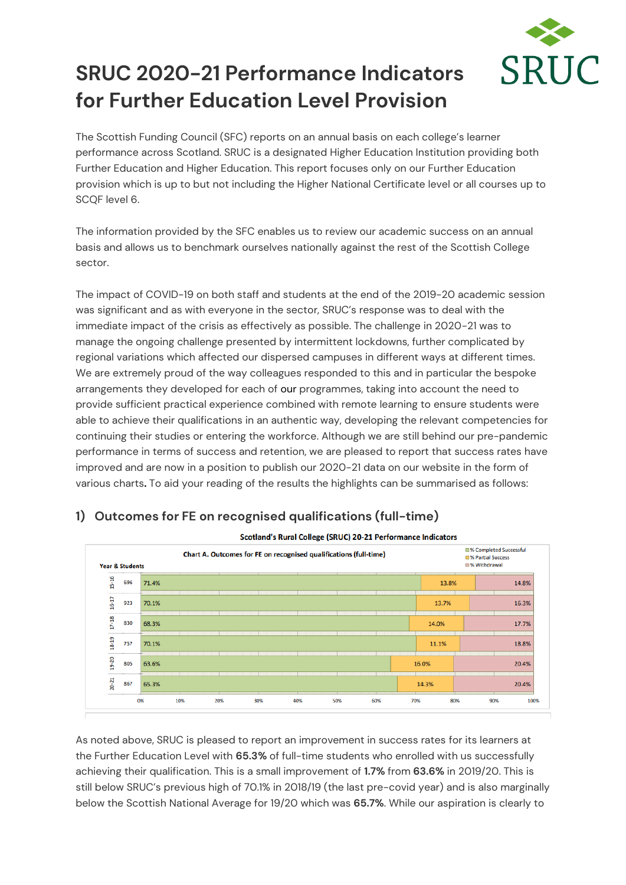# SRUC 2020-21 Performance Indicators for Further Education Level Provision

The Scottish Funding Council (SFC) reports on an annual basis on each college's learner performance across Scotland. SRUC is a designated Higher Education Institution providing both Further Education and Higher Education. This report focuses only on our Further Education provision which is up to but not including the Higher National Certificate level or all courses up to SCQF level 6.

The information provided by the SFC enables us to review our academic success on an annual basis and allows us to benchmark ourselves nationally against the rest of the Scottish College sector.

The impact of COVID-19 on both staff and students at the end of the 2019-20 academic session was significant and as with everyone in the sector, SRUC's response was to deal with the immediate impact of the crisis as effectively as possible. The challenge in 2020-21 was to manage the ongoing challenge presented by intermittent lockdowns, further complicated by regional variations which affected our dispersed campuses in different ways at different times. We are extremely proud of the way colleagues responded to this and in particular the bespoke arrangements they developed for each of our programmes, taking into account the need to provide sufficient practical experience combined with remote learning to ensure students were able to achieve their qualifications in an authentic way, developing the relevant competencies for continuing their studies or entering the workforce. Although we are still behind our pre-pandemic performance in terms of success and retention, we are pleased to report that success rates have improved and are now in a position to publish our 2020-21 data on our website in the form of various charts**.** To aid your reading of the results the highlights can be summarised as follows:

## 1) Outcomes for FE on recognised qualifications (full-time)

Scotland's Rural College (SRUC) 20-21 Performance Indicators

Chart A. Outcomes for FE on recognised qualifications (full-time)

| Year | Students | % Completed Successful | % Partial Success | % Withdrawal |
|---|---|---|---|---|
| 15-16 | 696 | 71.4% | 13.8% | 14.8% |
| 16-17 | 923 | 70.1% | 13.7% | 16.3% |
| 17-18 | 830 | 68.3% | 14.0% | 17.7% |
| 18-19 | 757 | 70.1% | 11.1% | 18.8% |
| 19-20 | 805 | 63.6% | 16.0% | 20.4% |
| 20-21 | 867 | 65.3% | 14.3% | 20.4% |

As noted above, SRUC is pleased to report an improvement in success rates for its learners at the Further Education Level with **65.3%** of full-time students who enrolled with us successfully achieving their qualification. This is a small improvement of **1.7%** from **63.6%** in 2019/20. This is still below SRUC's previous high of 70.1% in 2018/19 (the last pre-covid year) and is also marginally below the Scottish National Average for 19/20 which was **65.7%**. While our aspiration is clearly to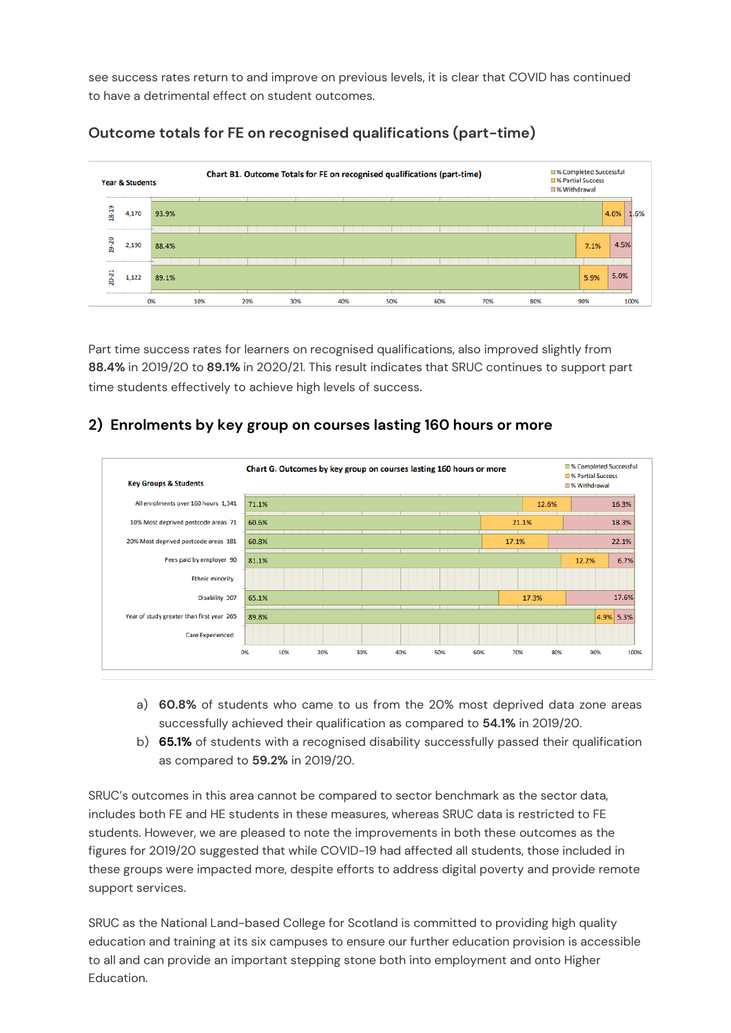see success rates return to and improve on previous levels, it is clear that COVID has continued to have a detrimental effect on student outcomes.

## Outcome totals for FE on recognised qualifications (part-time)

**Chart B1. Outcome Totals for FE on recognised qualifications (part-time)**

| Year & Students | | % Completed Successful | % Partial Success | % Withdrawal |
|---|---|---|---|---|
| 18-19 | 4,170 | 93.9% | 4.6% | 1.6% |
| 19-20 | 2,190 | 88.4% | 7.1% | 4.5% |
| 20-21 | 1,122 | 89.1% | 5.9% | 5.0% |

Part time success rates for learners on recognised qualifications, also improved slightly from **88.4%** in 2019/20 to **89.1%** in 2020/21. This result indicates that SRUC continues to support part time students effectively to achieve high levels of success.

## 2) Enrolments by key group on courses lasting 160 hours or more

**Chart G. Outcomes by key group on courses lasting 160 hours or more**

| Key Groups & Students | | % Completed Successful | % Partial Success | % Withdrawal |
|---|---|---|---|---|
| All enrolments over 160 hours | 1,341 | 71.1% | 12.6% | 16.3% |
| 10% Most deprived postcode areas | 71 | 60.6% | 21.1% | 18.3% |
| 20% Most deprived postcode areas | 181 | 60.8% | 17.1% | 22.1% |
| Fees paid by employer | 90 | 81.1% | 12.2% | 6.7% |
| Ethnic minority | | | | |
| Disability | 307 | 65.1% | 17.3% | 17.6% |
| Year of study greater than first year | 265 | 89.8% | 4.9% | 5.3% |
| Care Experienced | | | | |

a) **60.8%** of students who came to us from the 20% most deprived data zone areas successfully achieved their qualification as compared to **54.1%** in 2019/20.

b) **65.1%** of students with a recognised disability successfully passed their qualification as compared to **59.2%** in 2019/20.

SRUC's outcomes in this area cannot be compared to sector benchmark as the sector data, includes both FE and HE students in these measures, whereas SRUC data is restricted to FE students. However, we are pleased to note the improvements in both these outcomes as the figures for 2019/20 suggested that while COVID-19 had affected all students, those included in these groups were impacted more, despite efforts to address digital poverty and provide remote support services.

SRUC as the National Land-based College for Scotland is committed to providing high quality education and training at its six campuses to ensure our further education provision is accessible to all and can provide an important stepping stone both into employment and onto Higher Education.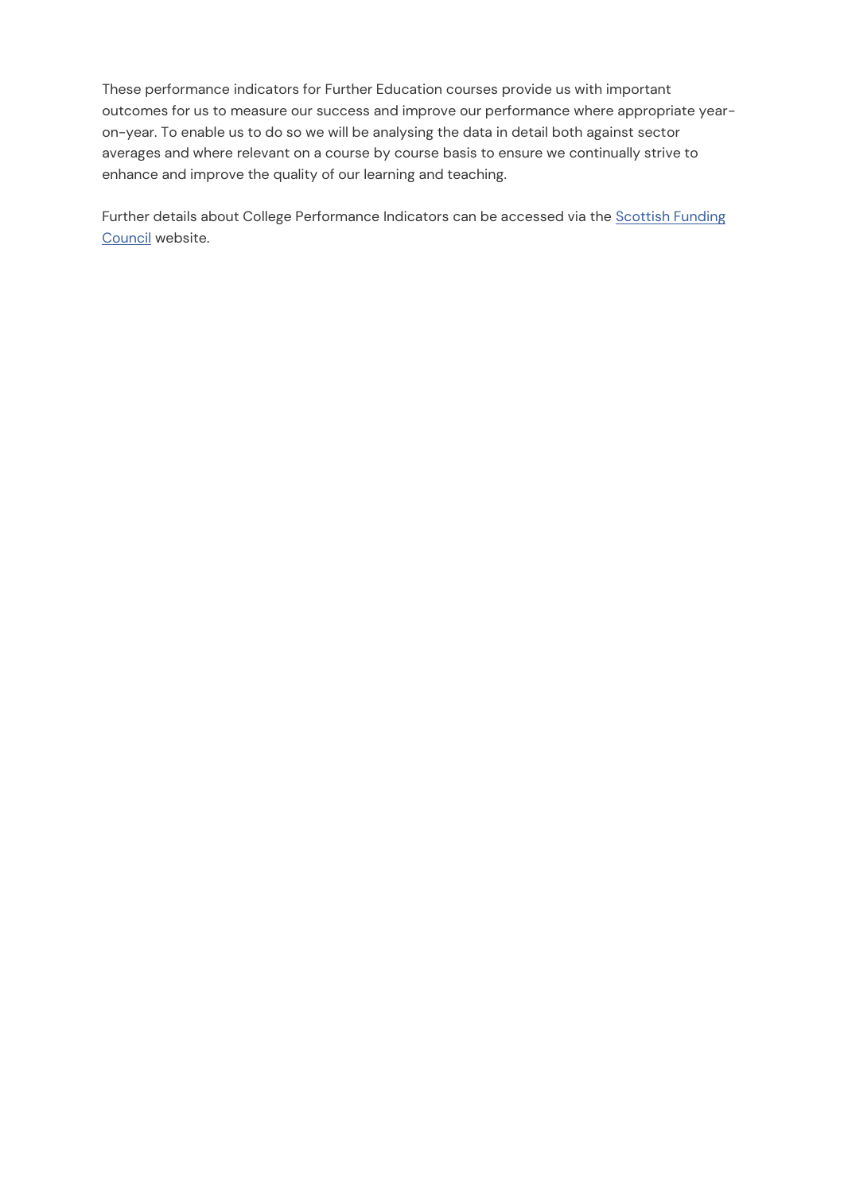These performance indicators for Further Education courses provide us with important outcomes for us to measure our success and improve our performance where appropriate year-on-year. To enable us to do so we will be analysing the data in detail both against sector averages and where relevant on a course by course basis to ensure we continually strive to enhance and improve the quality of our learning and teaching.

Further details about College Performance Indicators can be accessed via the Scottish Funding Council website.